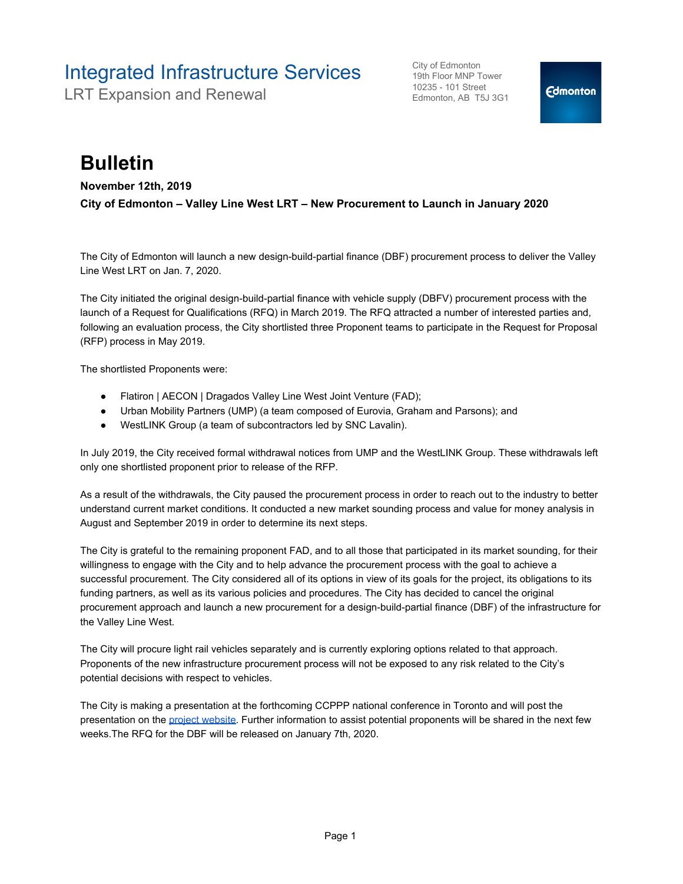# Integrated Infrastructure Services

LRT Expansion and Renewal

City of Edmonton
19th Floor MNP Tower
10235 - 101 Street
Edmonton, AB T5J 3G1

Edmonton

# Bulletin

**November 12th, 2019**

**City of Edmonton – Valley Line West LRT – New Procurement to Launch in January 2020**

The City of Edmonton will launch a new design-build-partial finance (DBF) procurement process to deliver the Valley Line West LRT on Jan. 7, 2020.

The City initiated the original design-build-partial finance with vehicle supply (DBFV) procurement process with the launch of a Request for Qualifications (RFQ) in March 2019. The RFQ attracted a number of interested parties and, following an evaluation process, the City shortlisted three Proponent teams to participate in the Request for Proposal (RFP) process in May 2019.

The shortlisted Proponents were:

- Flatiron | AECON | Dragados Valley Line West Joint Venture (FAD);
- Urban Mobility Partners (UMP) (a team composed of Eurovia, Graham and Parsons); and
- WestLINK Group (a team of subcontractors led by SNC Lavalin).

In July 2019, the City received formal withdrawal notices from UMP and the WestLINK Group. These withdrawals left only one shortlisted proponent prior to release of the RFP.

As a result of the withdrawals, the City paused the procurement process in order to reach out to the industry to better understand current market conditions. It conducted a new market sounding process and value for money analysis in August and September 2019 in order to determine its next steps.

The City is grateful to the remaining proponent FAD, and to all those that participated in its market sounding, for their willingness to engage with the City and to help advance the procurement process with the goal to achieve a successful procurement. The City considered all of its options in view of its goals for the project, its obligations to its funding partners, as well as its various policies and procedures. The City has decided to cancel the original procurement approach and launch a new procurement for a design-build-partial finance (DBF) of the infrastructure for the Valley Line West.

The City will procure light rail vehicles separately and is currently exploring options related to that approach. Proponents of the new infrastructure procurement process will not be exposed to any risk related to the City's potential decisions with respect to vehicles.

The City is making a presentation at the forthcoming CCPPP national conference in Toronto and will post the presentation on the project website. Further information to assist potential proponents will be shared in the next few weeks.The RFQ for the DBF will be released on January 7th, 2020.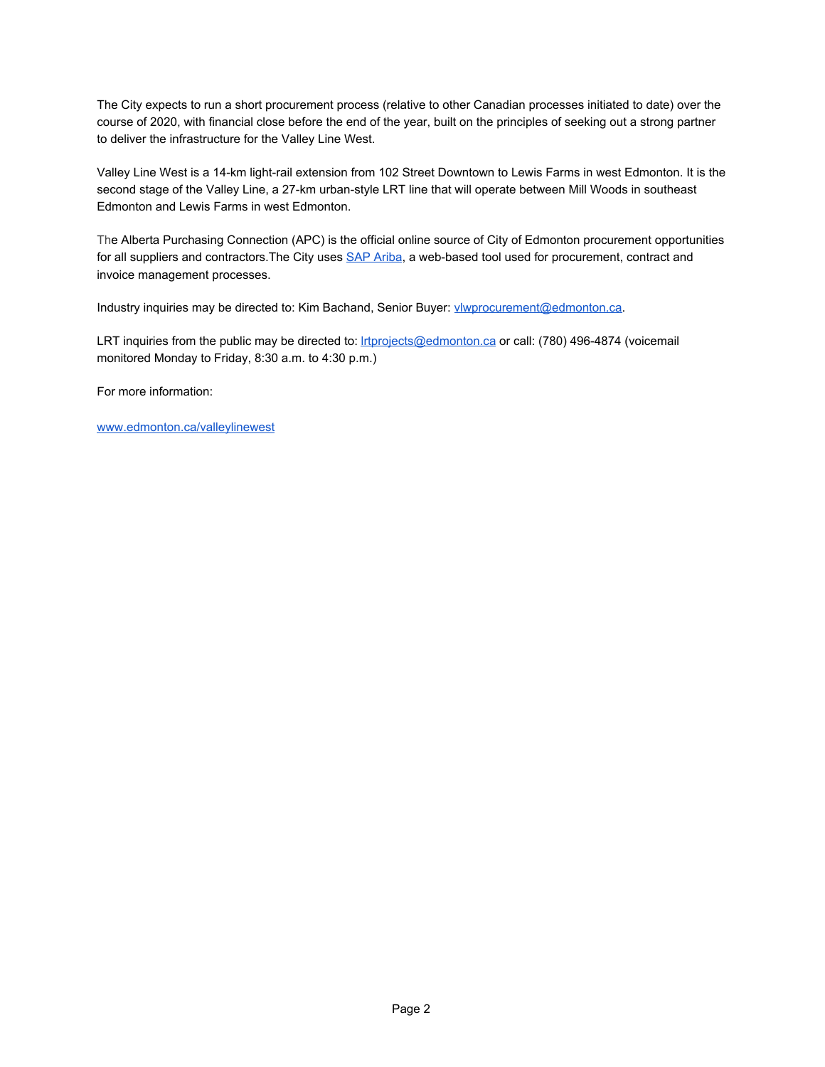The City expects to run a short procurement process (relative to other Canadian processes initiated to date) over the course of 2020, with financial close before the end of the year, built on the principles of seeking out a strong partner to deliver the infrastructure for the Valley Line West.

Valley Line West is a 14-km light-rail extension from 102 Street Downtown to Lewis Farms in west Edmonton. It is the second stage of the Valley Line, a 27-km urban-style LRT line that will operate between Mill Woods in southeast Edmonton and Lewis Farms in west Edmonton.

The Alberta Purchasing Connection (APC) is the official online source of City of Edmonton procurement opportunities for all suppliers and contractors.The City uses SAP Ariba, a web-based tool used for procurement, contract and invoice management processes.

Industry inquiries may be directed to: Kim Bachand, Senior Buyer: vlwprocurement@edmonton.ca.

LRT inquiries from the public may be directed to: lrtprojects@edmonton.ca or call: (780) 496-4874 (voicemail monitored Monday to Friday, 8:30 a.m. to 4:30 p.m.)

For more information:

www.edmonton.ca/valleylinewest